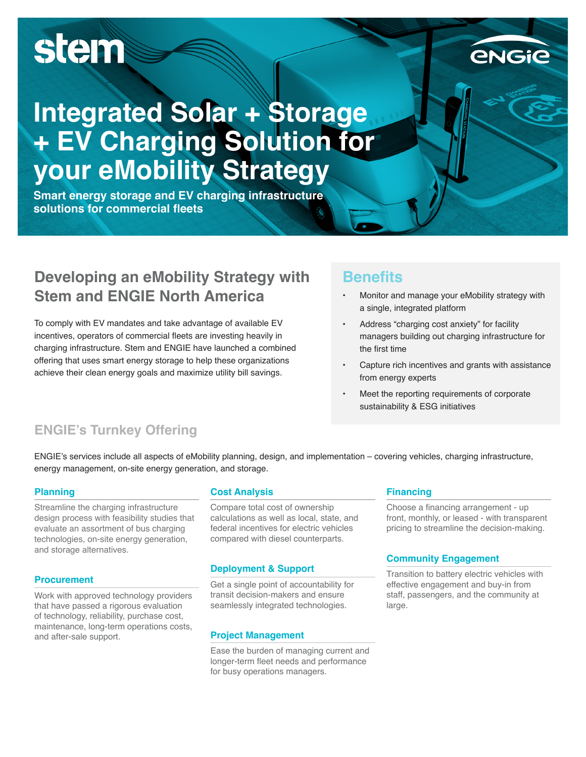stem

ENGIE

# Integrated Solar + Storage + EV Charging Solution for your eMobility Strategy

**Smart energy storage and EV charging infrastructure solutions for commercial fleets**

## Developing an eMobility Strategy with Stem and ENGIE North America

To comply with EV mandates and take advantage of available EV incentives, operators of commercial fleets are investing heavily in charging infrastructure. Stem and ENGIE have launched a combined offering that uses smart energy storage to help these organizations achieve their clean energy goals and maximize utility bill savings.

## Benefits

- Monitor and manage your eMobility strategy with a single, integrated platform
- Address "charging cost anxiety" for facility managers building out charging infrastructure for the first time
- Capture rich incentives and grants with assistance from energy experts
- Meet the reporting requirements of corporate sustainability & ESG initiatives

## ENGIE's Turnkey Offering

ENGIE's services include all aspects of eMobility planning, design, and implementation – covering vehicles, charging infrastructure, energy management, on-site energy generation, and storage.

### Planning

Streamline the charging infrastructure design process with feasibility studies that evaluate an assortment of bus charging technologies, on-site energy generation, and storage alternatives.

### Procurement

Work with approved technology providers that have passed a rigorous evaluation of technology, reliability, purchase cost, maintenance, long-term operations costs, and after-sale support.

### Cost Analysis

Compare total cost of ownership calculations as well as local, state, and federal incentives for electric vehicles compared with diesel counterparts.

### Deployment & Support

Get a single point of accountability for transit decision-makers and ensure seamlessly integrated technologies.

### Project Management

Ease the burden of managing current and longer-term fleet needs and performance for busy operations managers.

### Financing

Choose a financing arrangement - up front, monthly, or leased - with transparent pricing to streamline the decision-making.

### Community Engagement

Transition to battery electric vehicles with effective engagement and buy-in from staff, passengers, and the community at large.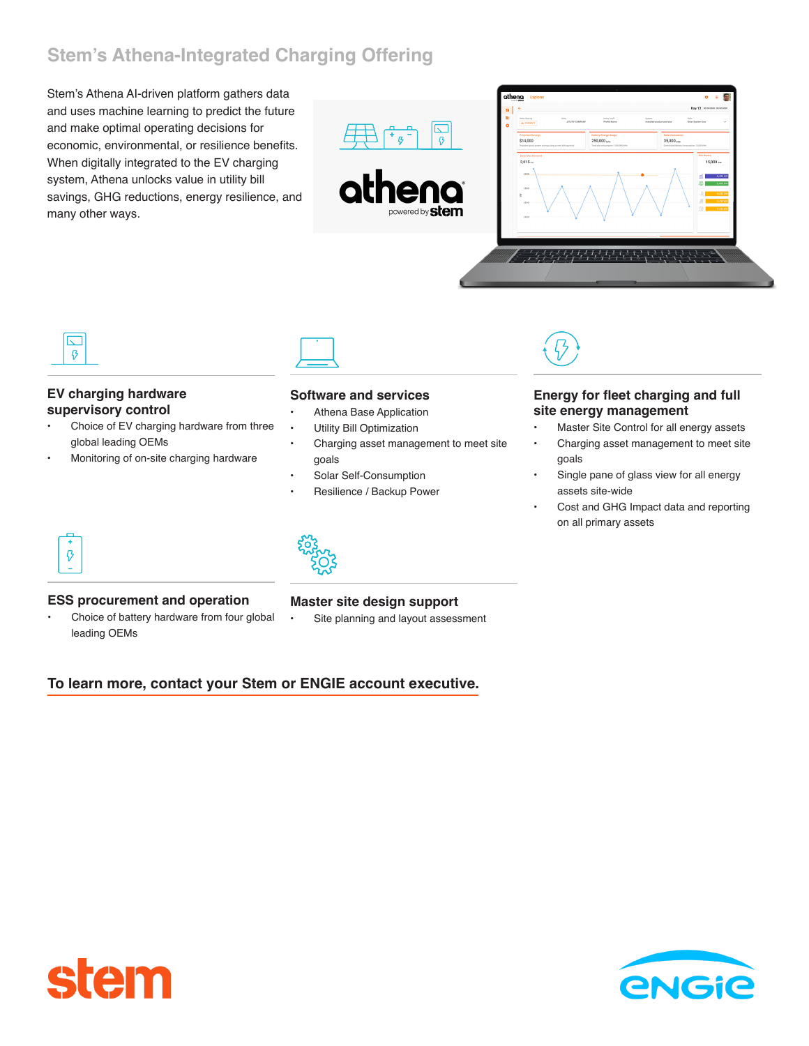# Stem's Athena-Integrated Charging Offering

Stem's Athena AI-driven platform gathers data and uses machine learning to predict the future and make optimal operating decisions for economic, environmental, or resilience benefits. When digitally integrated to the EV charging system, Athena unlocks value in utility bill savings, GHG reductions, energy resilience, and many other ways.

### EV charging hardware supervisory control

- Choice of EV charging hardware from three global leading OEMs
- Monitoring of on-site charging hardware

### Software and services

- Athena Base Application
- Utility Bill Optimization
- Charging asset management to meet site goals
- Solar Self-Consumption
- Resilience / Backup Power

### Energy for fleet charging and full site energy management

- Master Site Control for all energy assets
- Charging asset management to meet site goals
- Single pane of glass view for all energy assets site-wide
- Cost and GHG Impact data and reporting on all primary assets

### ESS procurement and operation

- Choice of battery hardware from four global leading OEMs

### Master site design support

- Site planning and layout assessment

**To learn more, contact your Stem or ENGIE account executive.**